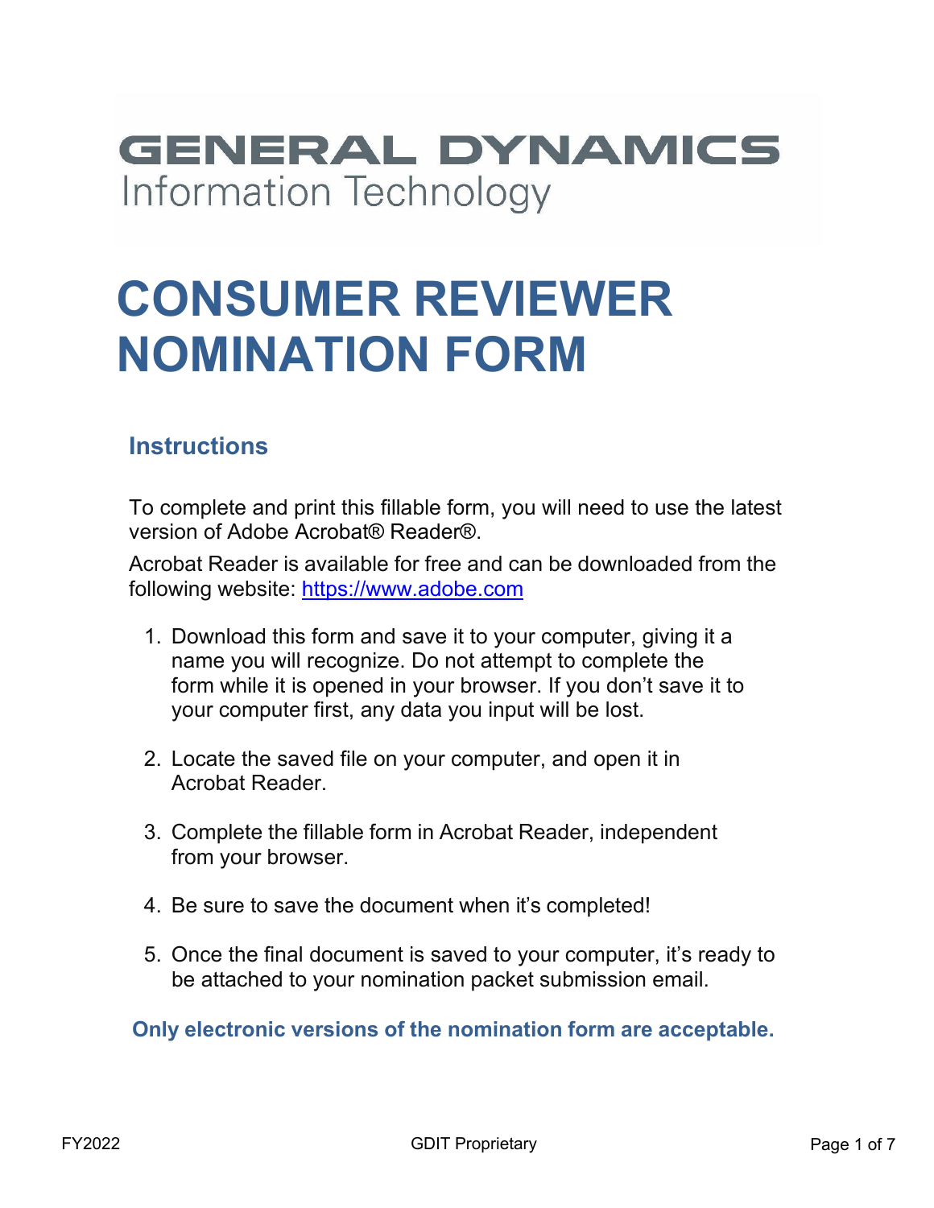GENERAL DYNAMICS
Information Technology

# CONSUMER REVIEWER NOMINATION FORM

## Instructions

To complete and print this fillable form, you will need to use the latest version of Adobe Acrobat® Reader®.

Acrobat Reader is available for free and can be downloaded from the following website: https://www.adobe.com

1. Download this form and save it to your computer, giving it a name you will recognize. Do not attempt to complete the form while it is opened in your browser. If you don't save it to your computer first, any data you input will be lost.

2. Locate the saved file on your computer, and open it in Acrobat Reader.

3. Complete the fillable form in Acrobat Reader, independent from your browser.

4. Be sure to save the document when it's completed!

5. Once the final document is saved to your computer, it's ready to be attached to your nomination packet submission email.

**Only electronic versions of the nomination form are acceptable.**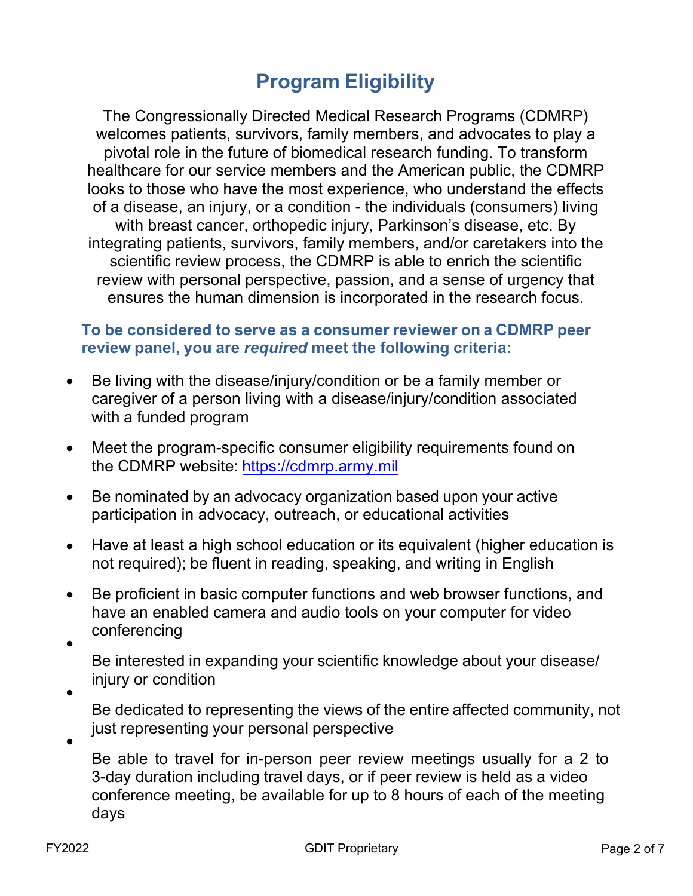# Program Eligibility

The Congressionally Directed Medical Research Programs (CDMRP) welcomes patients, survivors, family members, and advocates to play a pivotal role in the future of biomedical research funding. To transform healthcare for our service members and the American public, the CDMRP looks to those who have the most experience, who understand the effects of a disease, an injury, or a condition - the individuals (consumers) living with breast cancer, orthopedic injury, Parkinson's disease, etc. By integrating patients, survivors, family members, and/or caretakers into the scientific review process, the CDMRP is able to enrich the scientific review with personal perspective, passion, and a sense of urgency that ensures the human dimension is incorporated in the research focus.

### To be considered to serve as a consumer reviewer on a CDMRP peer review panel, you are *required* meet the following criteria:

- Be living with the disease/injury/condition or be a family member or caregiver of a person living with a disease/injury/condition associated with a funded program
- Meet the program-specific consumer eligibility requirements found on the CDMRP website: https://cdmrp.army.mil
- Be nominated by an advocacy organization based upon your active participation in advocacy, outreach, or educational activities
- Have at least a high school education or its equivalent (higher education is not required); be fluent in reading, speaking, and writing in English
- Be proficient in basic computer functions and web browser functions, and have an enabled camera and audio tools on your computer for video conferencing
- Be interested in expanding your scientific knowledge about your disease/ injury or condition
- Be dedicated to representing the views of the entire affected community, not just representing your personal perspective
- Be able to travel for in-person peer review meetings usually for a 2 to 3-day duration including travel days, or if peer review is held as a video conference meeting, be available for up to 8 hours of each of the meeting days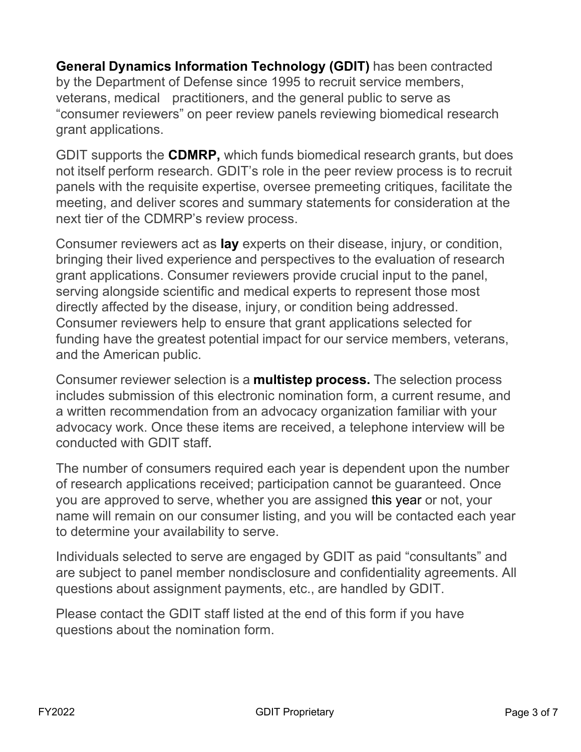**General Dynamics Information Technology (GDIT)** has been contracted by the Department of Defense since 1995 to recruit service members, veterans, medical practitioners, and the general public to serve as "consumer reviewers" on peer review panels reviewing biomedical research grant applications.

GDIT supports the **CDMRP,** which funds biomedical research grants, but does not itself perform research. GDIT's role in the peer review process is to recruit panels with the requisite expertise, oversee premeeting critiques, facilitate the meeting, and deliver scores and summary statements for consideration at the next tier of the CDMRP's review process.

Consumer reviewers act as **lay** experts on their disease, injury, or condition, bringing their lived experience and perspectives to the evaluation of research grant applications. Consumer reviewers provide crucial input to the panel, serving alongside scientific and medical experts to represent those most directly affected by the disease, injury, or condition being addressed. Consumer reviewers help to ensure that grant applications selected for funding have the greatest potential impact for our service members, veterans, and the American public.

Consumer reviewer selection is a **multistep process.** The selection process includes submission of this electronic nomination form, a current resume, and a written recommendation from an advocacy organization familiar with your advocacy work. Once these items are received, a telephone interview will be conducted with GDIT staff.

The number of consumers required each year is dependent upon the number of research applications received; participation cannot be guaranteed. Once you are approved to serve, whether you are assigned this year or not, your name will remain on our consumer listing, and you will be contacted each year to determine your availability to serve.

Individuals selected to serve are engaged by GDIT as paid "consultants" and are subject to panel member nondisclosure and confidentiality agreements. All questions about assignment payments, etc., are handled by GDIT.

Please contact the GDIT staff listed at the end of this form if you have questions about the nomination form.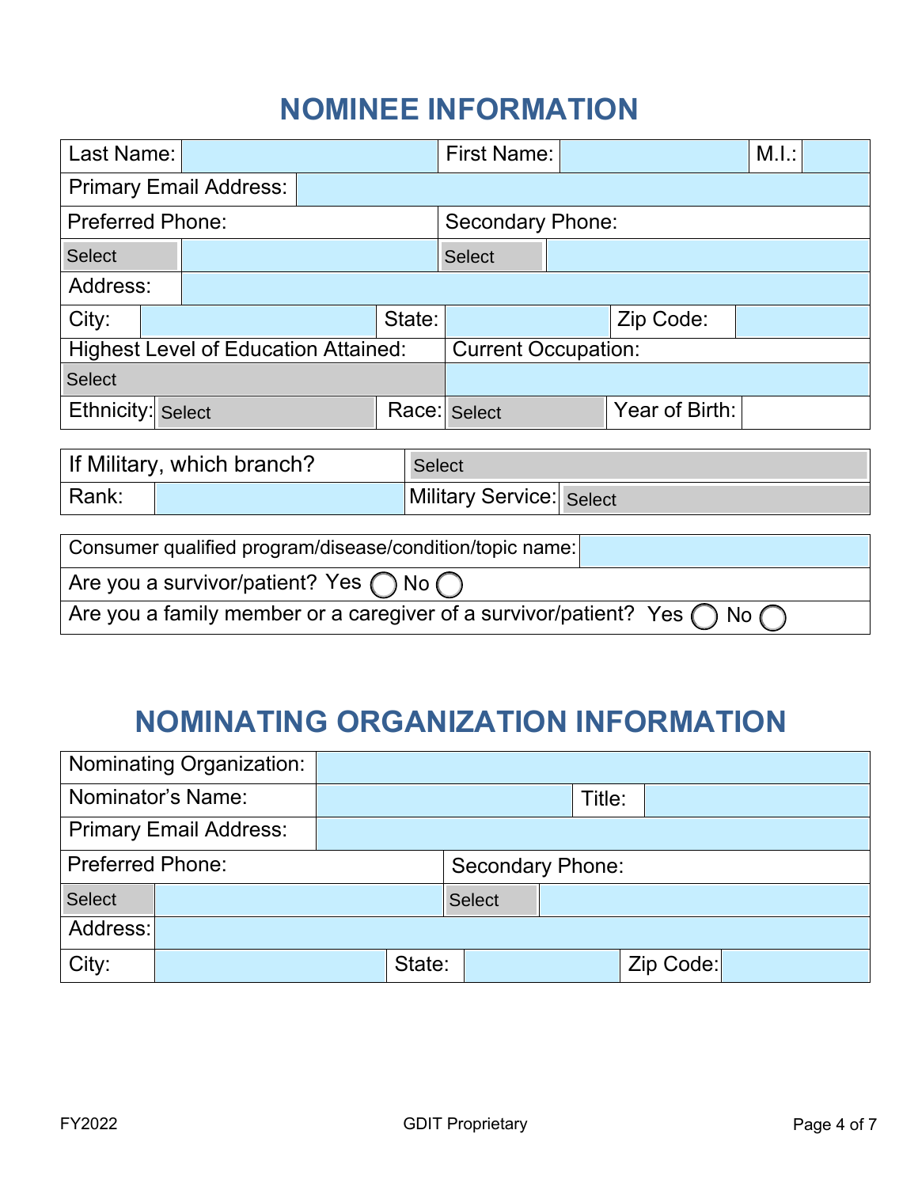# NOMINEE INFORMATION

| Last Name: | | First Name: | | M.I.: | |
|---|---|---|---|---|---|
| Primary Email Address: | | | | | |
| Preferred Phone: | | Secondary Phone: | | | |
| Select | | Select | | | |
| Address: | | | | | |
| City: | | State: | | Zip Code: | |
| Highest Level of Education Attained: | | Current Occupation: | | | |
| Select | | | | | |
| Ethnicity: | Select | Race: | Select | Year of Birth: | |

| If Military, which branch? | | Select | |
|---|---|---|---|
| Rank: | | Military Service: | Select |

| Consumer qualified program/disease/condition/topic name: | |
|---|---|
| Are you a survivor/patient? Yes ◯ No ◯ | |
| Are you a family member or a caregiver of a survivor/patient? Yes ◯ No ◯ | |

# NOMINATING ORGANIZATION INFORMATION

| Nominating Organization: | | | | | |
|---|---|---|---|---|---|
| Nominator's Name: | | Title: | | | |
| Primary Email Address: | | | | | |
| Preferred Phone: | | Secondary Phone: | | | |
| Select | | Select | | | |
| Address: | | | | | |
| City: | | State: | | Zip Code: | |

FY2022 GDIT Proprietary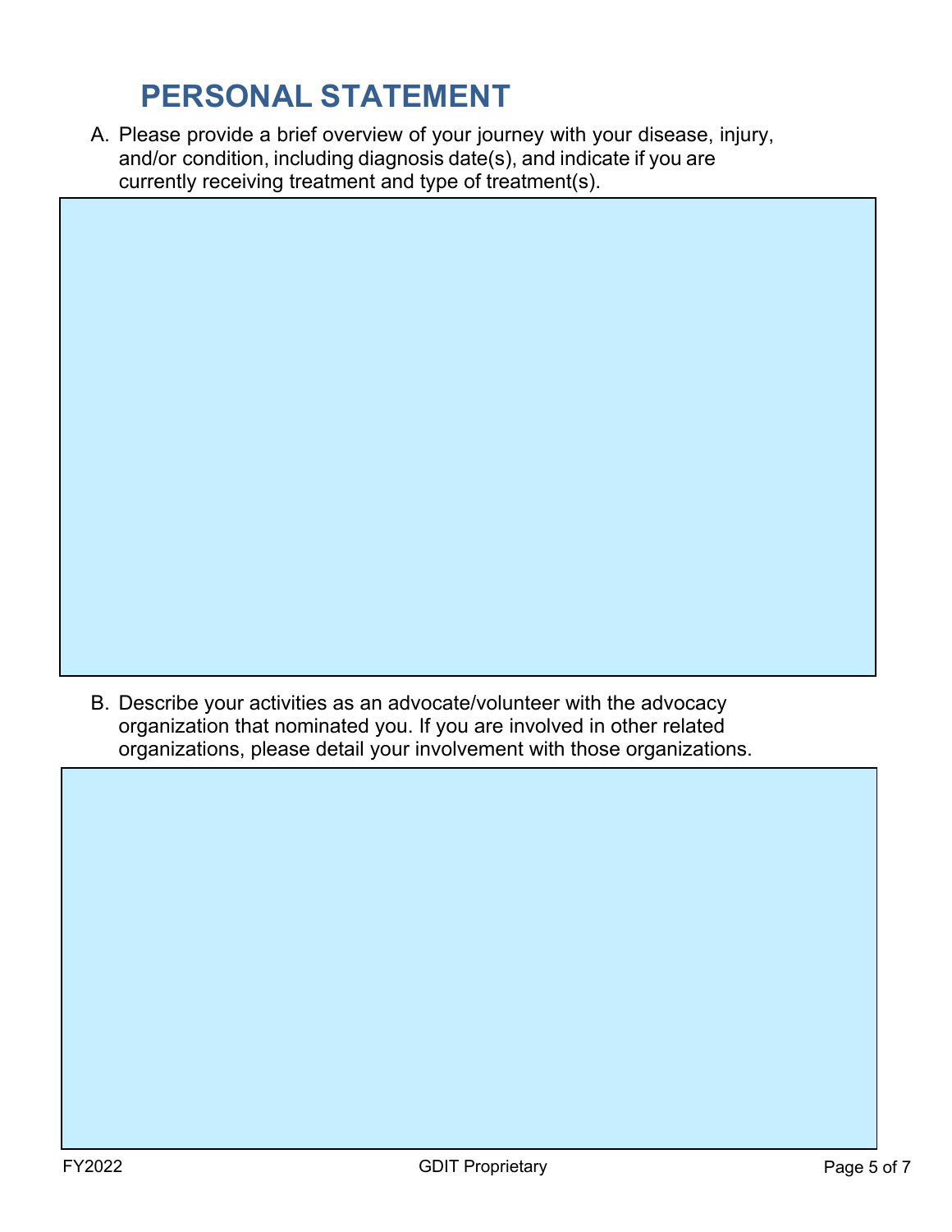# PERSONAL STATEMENT

A. Please provide a brief overview of your journey with your disease, injury, and/or condition, including diagnosis date(s), and indicate if you are currently receiving treatment and type of treatment(s).

B. Describe your activities as an advocate/volunteer with the advocacy organization that nominated you. If you are involved in other related organizations, please detail your involvement with those organizations.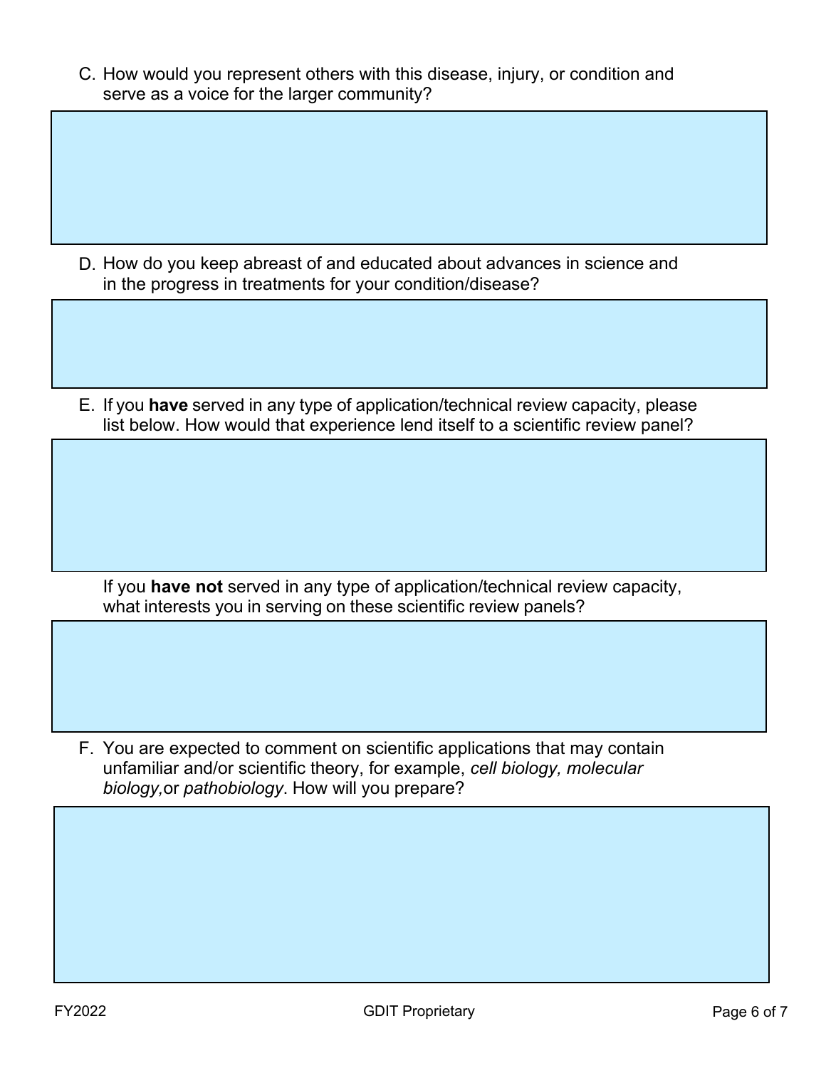C. How would you represent others with this disease, injury, or condition and serve as a voice for the larger community?

D. How do you keep abreast of and educated about advances in science and in the progress in treatments for your condition/disease?

E. If you **have** served in any type of application/technical review capacity, please list below. How would that experience lend itself to a scientific review panel?

If you **have not** served in any type of application/technical review capacity, what interests you in serving on these scientific review panels?

F. You are expected to comment on scientific applications that may contain unfamiliar and/or scientific theory, for example, *cell biology, molecular biology,* or *pathobiology*. How will you prepare?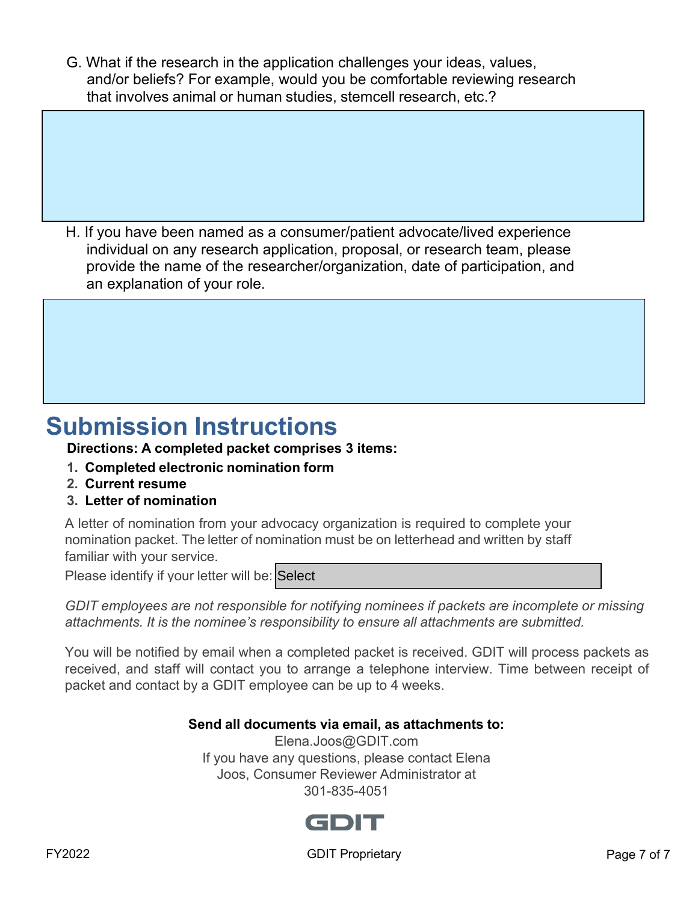G. What if the research in the application challenges your ideas, values, and/or beliefs? For example, would you be comfortable reviewing research that involves animal or human studies, stemcell research, etc.?

H. If you have been named as a consumer/patient advocate/lived experience individual on any research application, proposal, or research team, please provide the name of the researcher/organization, date of participation, and an explanation of your role.

# Submission Instructions

**Directions: A completed packet comprises 3 items:**

1. **Completed electronic nomination form**
2. **Current resume**
3. **Letter of nomination**

A letter of nomination from your advocacy organization is required to complete your nomination packet. The letter of nomination must be on letterhead and written by staff familiar with your service.

Please identify if your letter will be: Select

*GDIT employees are not responsible for notifying nominees if packets are incomplete or missing attachments. It is the nominee's responsibility to ensure all attachments are submitted.*

You will be notified by email when a completed packet is received. GDIT will process packets as received, and staff will contact you to arrange a telephone interview. Time between receipt of packet and contact by a GDIT employee can be up to 4 weeks.

**Send all documents via email, as attachments to:**

Elena.Joos@GDIT.com

If you have any questions, please contact Elena Joos, Consumer Reviewer Administrator at 301-835-4051

GDIT

FY2022

GDIT Proprietary